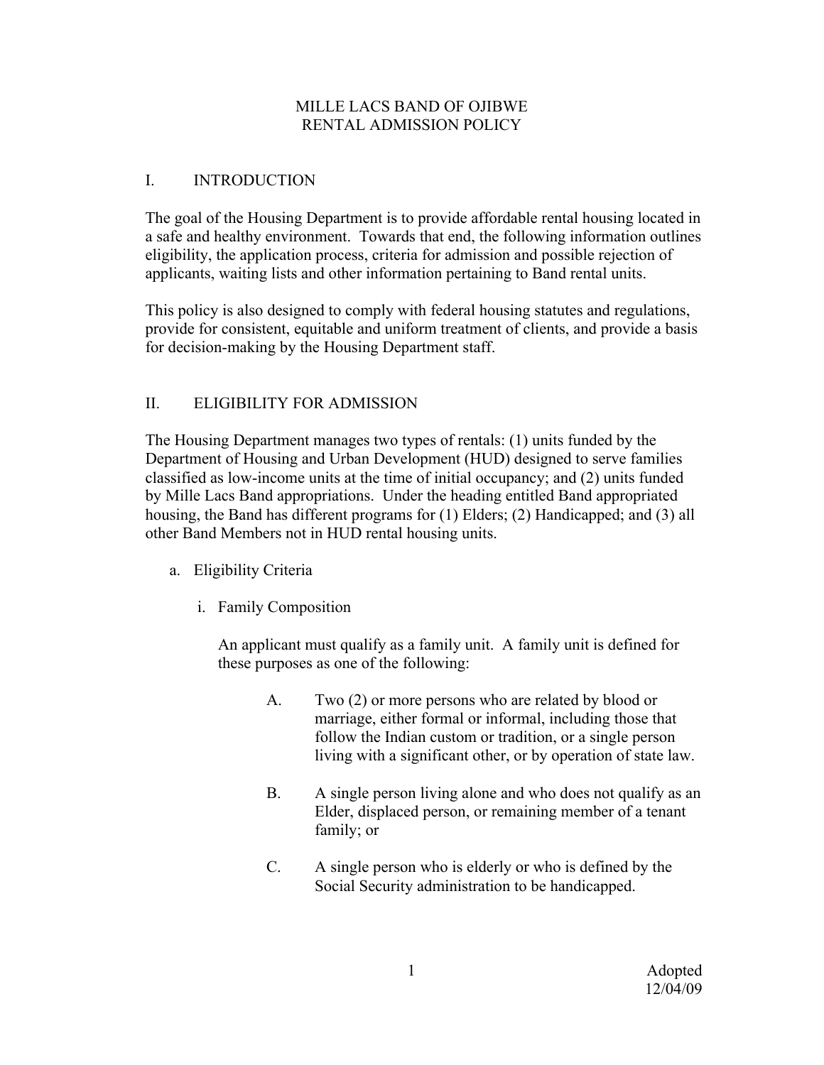# MILLE LACS BAND OF OJIBWE
# RENTAL ADMISSION POLICY

## I. INTRODUCTION

The goal of the Housing Department is to provide affordable rental housing located in a safe and healthy environment. Towards that end, the following information outlines eligibility, the application process, criteria for admission and possible rejection of applicants, waiting lists and other information pertaining to Band rental units.

This policy is also designed to comply with federal housing statutes and regulations, provide for consistent, equitable and uniform treatment of clients, and provide a basis for decision-making by the Housing Department staff.

## II. ELIGIBILITY FOR ADMISSION

The Housing Department manages two types of rentals: (1) units funded by the Department of Housing and Urban Development (HUD) designed to serve families classified as low-income units at the time of initial occupancy; and (2) units funded by Mille Lacs Band appropriations. Under the heading entitled Band appropriated housing, the Band has different programs for (1) Elders; (2) Handicapped; and (3) all other Band Members not in HUD rental housing units.

a. Eligibility Criteria

   i. Family Composition

      An applicant must qualify as a family unit. A family unit is defined for these purposes as one of the following:

      A. Two (2) or more persons who are related by blood or marriage, either formal or informal, including those that follow the Indian custom or tradition, or a single person living with a significant other, or by operation of state law.

      B. A single person living alone and who does not qualify as an Elder, displaced person, or remaining member of a tenant family; or

      C. A single person who is elderly or who is defined by the Social Security administration to be handicapped.

Adopted 12/04/09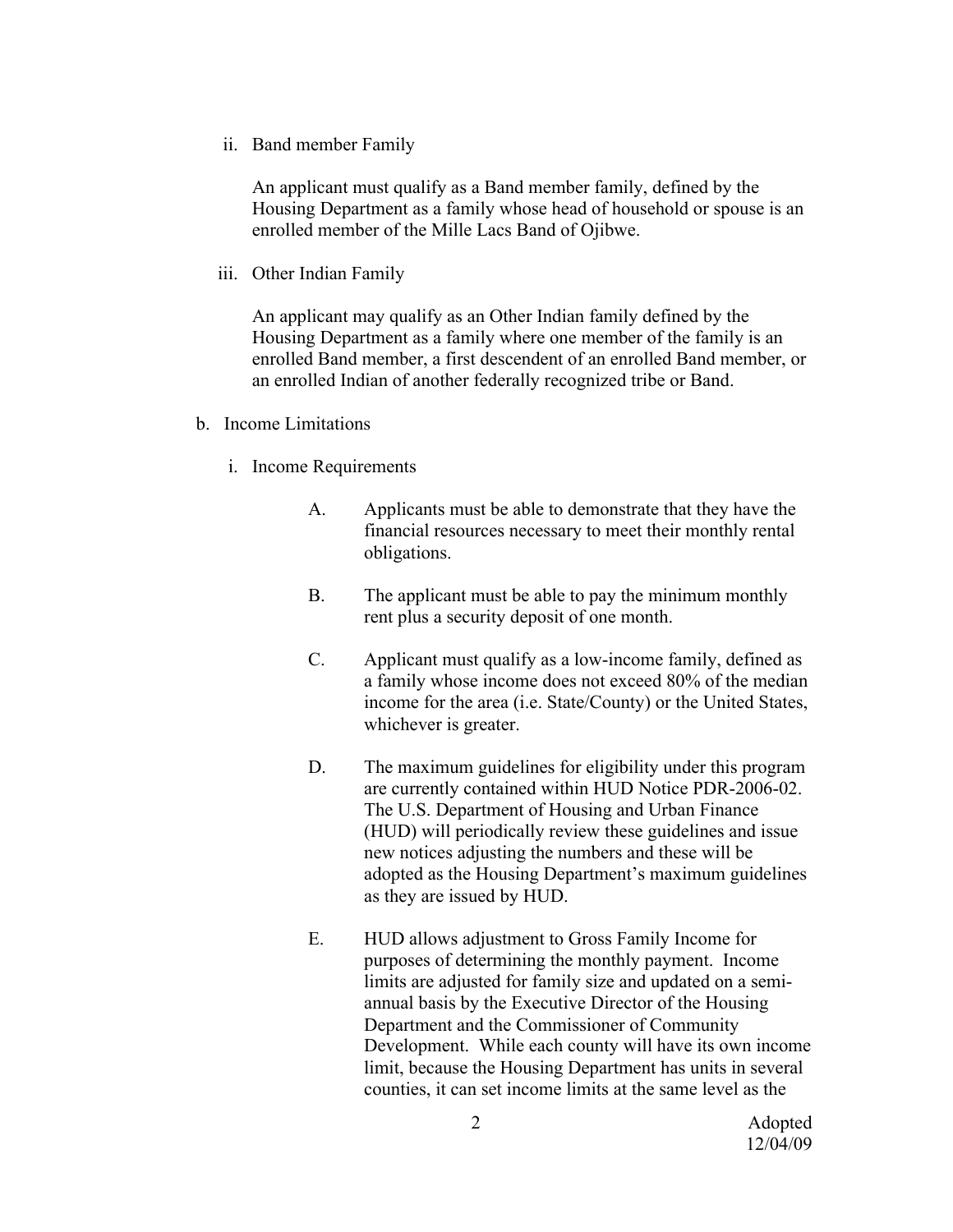ii. Band member Family

An applicant must qualify as a Band member family, defined by the Housing Department as a family whose head of household or spouse is an enrolled member of the Mille Lacs Band of Ojibwe.

iii. Other Indian Family

An applicant may qualify as an Other Indian family defined by the Housing Department as a family where one member of the family is an enrolled Band member, a first descendent of an enrolled Band member, or an enrolled Indian of another federally recognized tribe or Band.

b. Income Limitations

i. Income Requirements

A. Applicants must be able to demonstrate that they have the financial resources necessary to meet their monthly rental obligations.

B. The applicant must be able to pay the minimum monthly rent plus a security deposit of one month.

C. Applicant must qualify as a low-income family, defined as a family whose income does not exceed 80% of the median income for the area (i.e. State/County) or the United States, whichever is greater.

D. The maximum guidelines for eligibility under this program are currently contained within HUD Notice PDR-2006-02. The U.S. Department of Housing and Urban Finance (HUD) will periodically review these guidelines and issue new notices adjusting the numbers and these will be adopted as the Housing Department's maximum guidelines as they are issued by HUD.

E. HUD allows adjustment to Gross Family Income for purposes of determining the monthly payment. Income limits are adjusted for family size and updated on a semi-annual basis by the Executive Director of the Housing Department and the Commissioner of Community Development. While each county will have its own income limit, because the Housing Department has units in several counties, it can set income limits at the same level as the

Adopted 12/04/09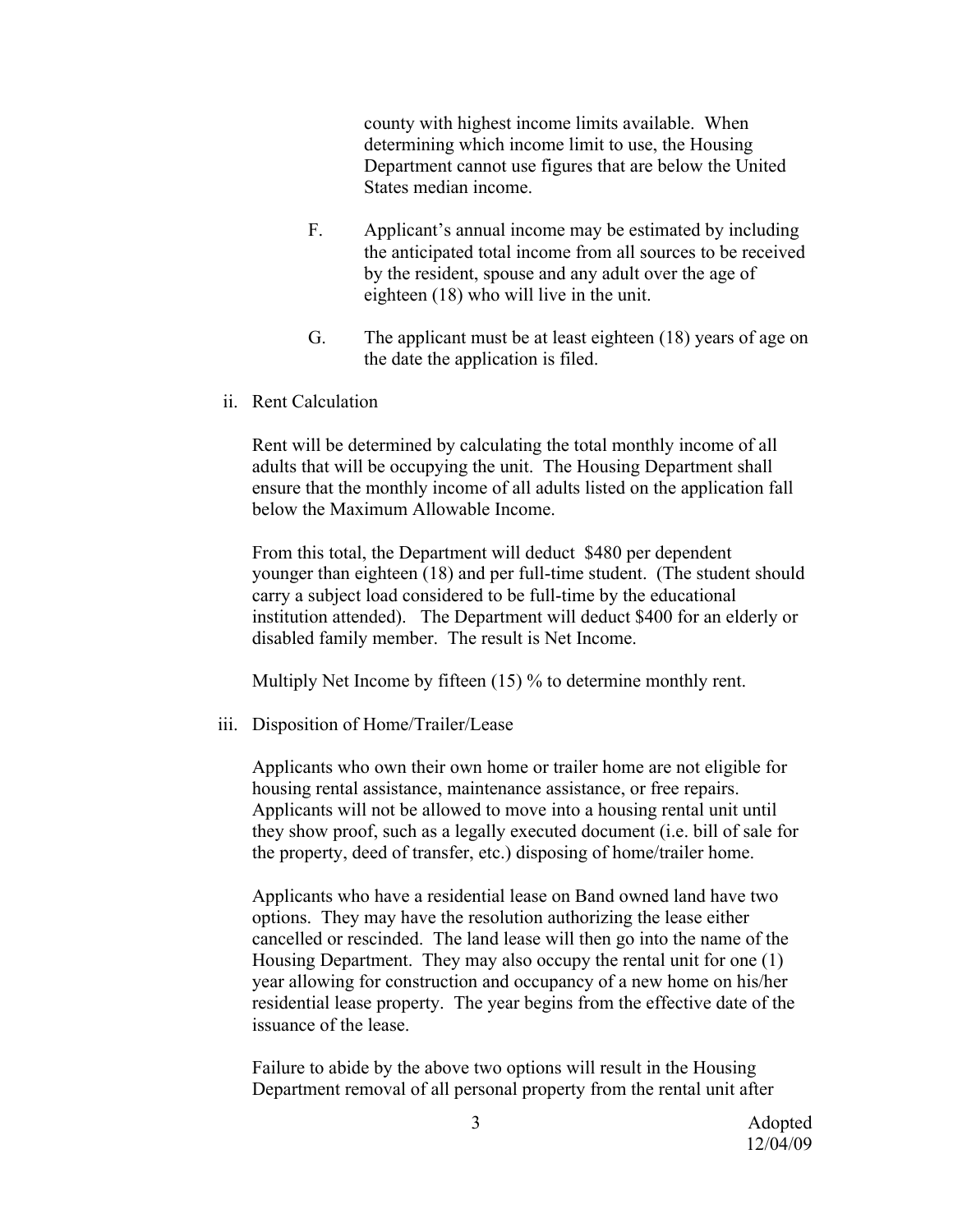county with highest income limits available. When determining which income limit to use, the Housing Department cannot use figures that are below the United States median income.

F. Applicant's annual income may be estimated by including the anticipated total income from all sources to be received by the resident, spouse and any adult over the age of eighteen (18) who will live in the unit.

G. The applicant must be at least eighteen (18) years of age on the date the application is filed.

ii. Rent Calculation

Rent will be determined by calculating the total monthly income of all adults that will be occupying the unit. The Housing Department shall ensure that the monthly income of all adults listed on the application fall below the Maximum Allowable Income.

From this total, the Department will deduct $480 per dependent younger than eighteen (18) and per full-time student. (The student should carry a subject load considered to be full-time by the educational institution attended). The Department will deduct $400 for an elderly or disabled family member. The result is Net Income.

Multiply Net Income by fifteen (15) % to determine monthly rent.

iii. Disposition of Home/Trailer/Lease

Applicants who own their own home or trailer home are not eligible for housing rental assistance, maintenance assistance, or free repairs. Applicants will not be allowed to move into a housing rental unit until they show proof, such as a legally executed document (i.e. bill of sale for the property, deed of transfer, etc.) disposing of home/trailer home.

Applicants who have a residential lease on Band owned land have two options. They may have the resolution authorizing the lease either cancelled or rescinded. The land lease will then go into the name of the Housing Department. They may also occupy the rental unit for one (1) year allowing for construction and occupancy of a new home on his/her residential lease property. The year begins from the effective date of the issuance of the lease.

Failure to abide by the above two options will result in the Housing Department removal of all personal property from the rental unit after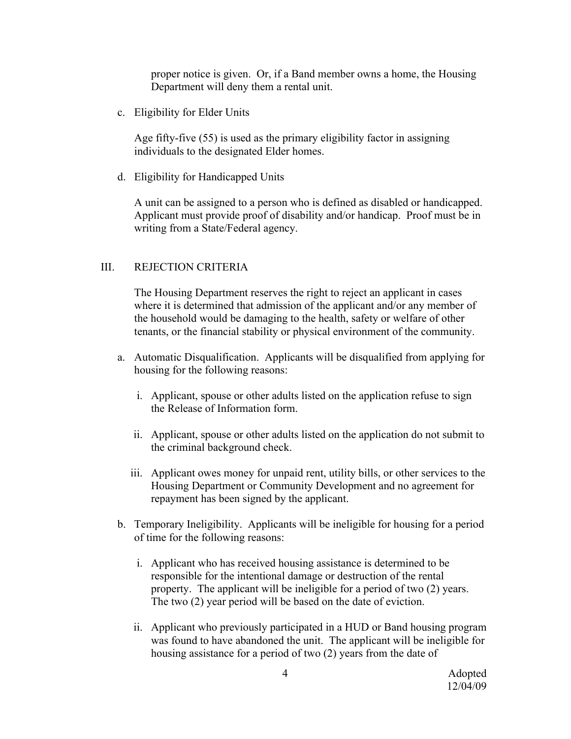proper notice is given. Or, if a Band member owns a home, the Housing Department will deny them a rental unit.

c. Eligibility for Elder Units

   Age fifty-five (55) is used as the primary eligibility factor in assigning individuals to the designated Elder homes.

d. Eligibility for Handicapped Units

   A unit can be assigned to a person who is defined as disabled or handicapped. Applicant must provide proof of disability and/or handicap. Proof must be in writing from a State/Federal agency.

## III. REJECTION CRITERIA

The Housing Department reserves the right to reject an applicant in cases where it is determined that admission of the applicant and/or any member of the household would be damaging to the health, safety or welfare of other tenants, or the financial stability or physical environment of the community.

a. Automatic Disqualification. Applicants will be disqualified from applying for housing for the following reasons:

   i. Applicant, spouse or other adults listed on the application refuse to sign the Release of Information form.

   ii. Applicant, spouse or other adults listed on the application do not submit to the criminal background check.

   iii. Applicant owes money for unpaid rent, utility bills, or other services to the Housing Department or Community Development and no agreement for repayment has been signed by the applicant.

b. Temporary Ineligibility. Applicants will be ineligible for housing for a period of time for the following reasons:

   i. Applicant who has received housing assistance is determined to be responsible for the intentional damage or destruction of the rental property. The applicant will be ineligible for a period of two (2) years. The two (2) year period will be based on the date of eviction.

   ii. Applicant who previously participated in a HUD or Band housing program was found to have abandoned the unit. The applicant will be ineligible for housing assistance for a period of two (2) years from the date of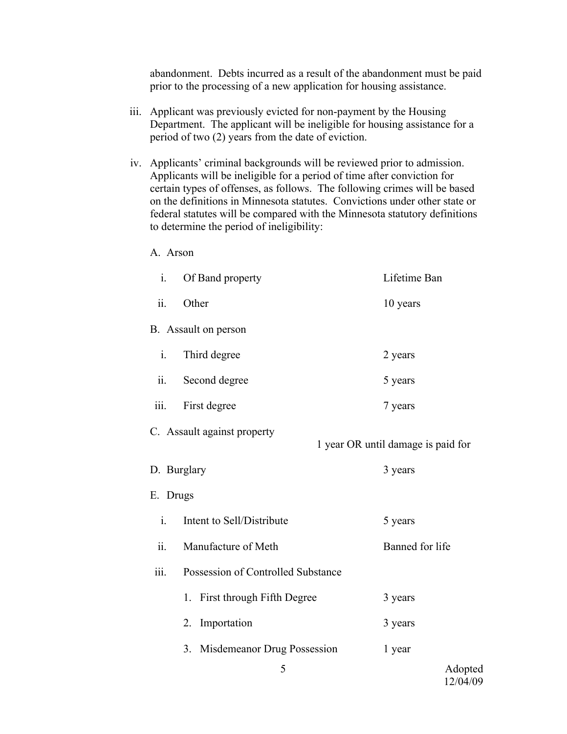abandonment. Debts incurred as a result of the abandonment must be paid prior to the processing of a new application for housing assistance.

iii. Applicant was previously evicted for non-payment by the Housing Department. The applicant will be ineligible for housing assistance for a period of two (2) years from the date of eviction.

iv. Applicants' criminal backgrounds will be reviewed prior to admission. Applicants will be ineligible for a period of time after conviction for certain types of offenses, as follows. The following crimes will be based on the definitions in Minnesota statutes. Convictions under other state or federal statutes will be compared with the Minnesota statutory definitions to determine the period of ineligibility:

A. Arson

| | | |
|---|---|---|
| i. | Of Band property | Lifetime Ban |
| ii. | Other | 10 years |

B. Assault on person

| | | |
|---|---|---|
| i. | Third degree | 2 years |
| ii. | Second degree | 5 years |
| iii. | First degree | 7 years |

C. Assault against property — 1 year OR until damage is paid for

D. Burglary — 3 years

E. Drugs

| | | |
|---|---|---|
| i. | Intent to Sell/Distribute | 5 years |
| ii. | Manufacture of Meth | Banned for life |
| iii. | Possession of Controlled Substance | |
| | 1. First through Fifth Degree | 3 years |
| | 2. Importation | 3 years |
| | 3. Misdemeanor Drug Possession | 1 year |

Adopted 12/04/09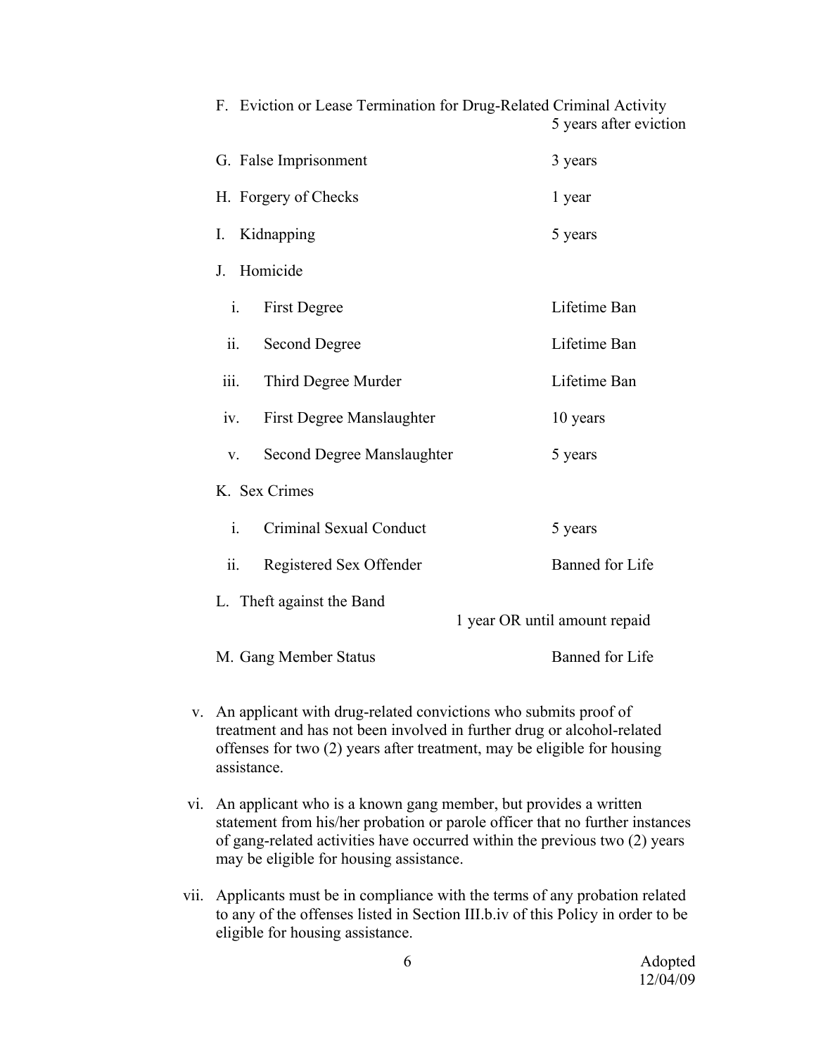F. Eviction or Lease Termination for Drug-Related Criminal Activity — 5 years after eviction

G. False Imprisonment — 3 years

H. Forgery of Checks — 1 year

I. Kidnapping — 5 years

J. Homicide

   i. First Degree — Lifetime Ban

   ii. Second Degree — Lifetime Ban

   iii. Third Degree Murder — Lifetime Ban

   iv. First Degree Manslaughter — 10 years

   v. Second Degree Manslaughter — 5 years

K. Sex Crimes

   i. Criminal Sexual Conduct — 5 years

   ii. Registered Sex Offender — Banned for Life

L. Theft against the Band — 1 year OR until amount repaid

M. Gang Member Status — Banned for Life

v. An applicant with drug-related convictions who submits proof of treatment and has not been involved in further drug or alcohol-related offenses for two (2) years after treatment, may be eligible for housing assistance.

vi. An applicant who is a known gang member, but provides a written statement from his/her probation or parole officer that no further instances of gang-related activities have occurred within the previous two (2) years may be eligible for housing assistance.

vii. Applicants must be in compliance with the terms of any probation related to any of the offenses listed in Section III.b.iv of this Policy in order to be eligible for housing assistance.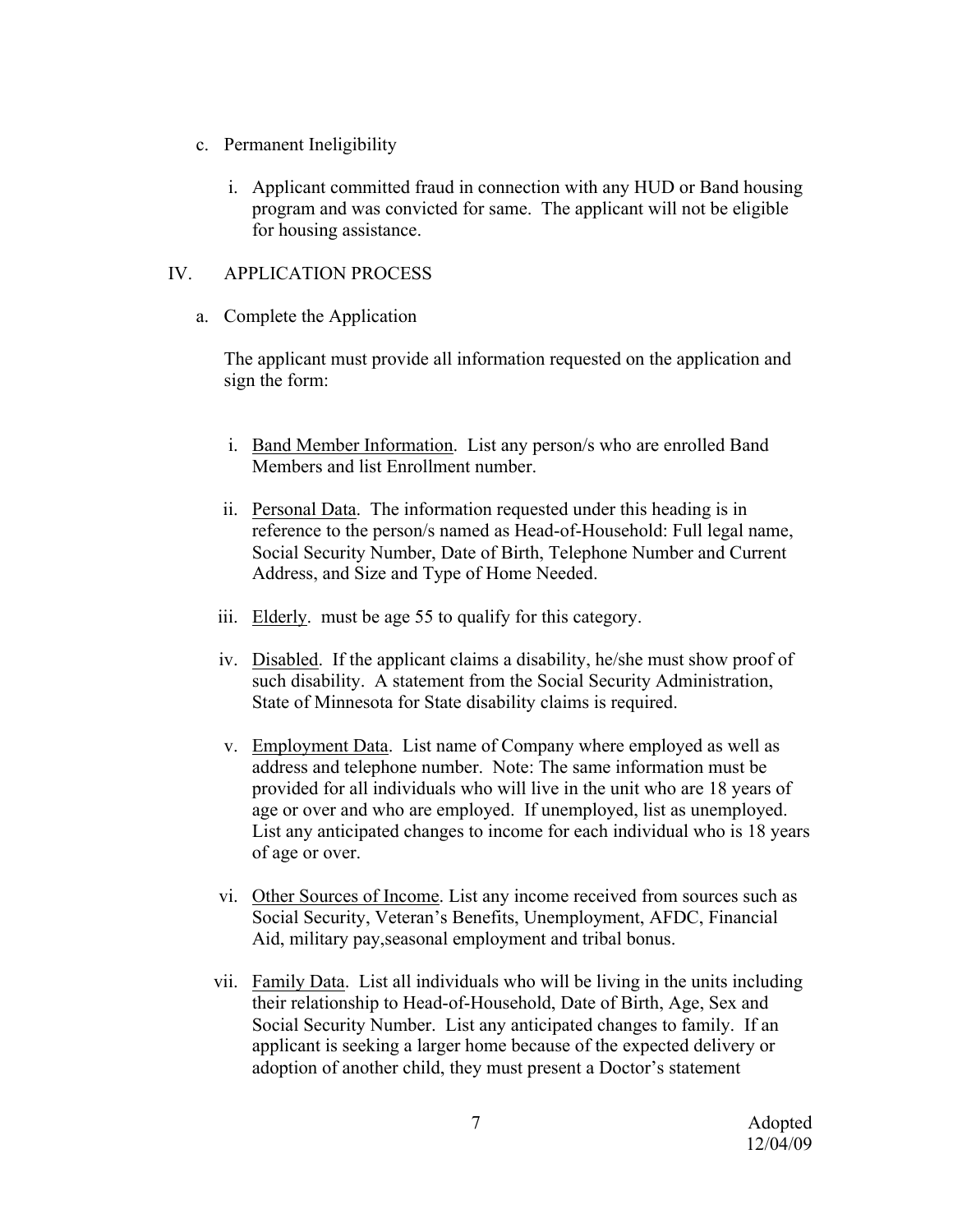c. Permanent Ineligibility

   i. Applicant committed fraud in connection with any HUD or Band housing program and was convicted for same. The applicant will not be eligible for housing assistance.

## IV. APPLICATION PROCESS

a. Complete the Application

   The applicant must provide all information requested on the application and sign the form:

   i. Band Member Information. List any person/s who are enrolled Band Members and list Enrollment number.

   ii. Personal Data. The information requested under this heading is in reference to the person/s named as Head-of-Household: Full legal name, Social Security Number, Date of Birth, Telephone Number and Current Address, and Size and Type of Home Needed.

   iii. Elderly. must be age 55 to qualify for this category.

   iv. Disabled. If the applicant claims a disability, he/she must show proof of such disability. A statement from the Social Security Administration, State of Minnesota for State disability claims is required.

   v. Employment Data. List name of Company where employed as well as address and telephone number. Note: The same information must be provided for all individuals who will live in the unit who are 18 years of age or over and who are employed. If unemployed, list as unemployed. List any anticipated changes to income for each individual who is 18 years of age or over.

   vi. Other Sources of Income. List any income received from sources such as Social Security, Veteran's Benefits, Unemployment, AFDC, Financial Aid, military pay,seasonal employment and tribal bonus.

   vii. Family Data. List all individuals who will be living in the units including their relationship to Head-of-Household, Date of Birth, Age, Sex and Social Security Number. List any anticipated changes to family. If an applicant is seeking a larger home because of the expected delivery or adoption of another child, they must present a Doctor's statement

Adopted 12/04/09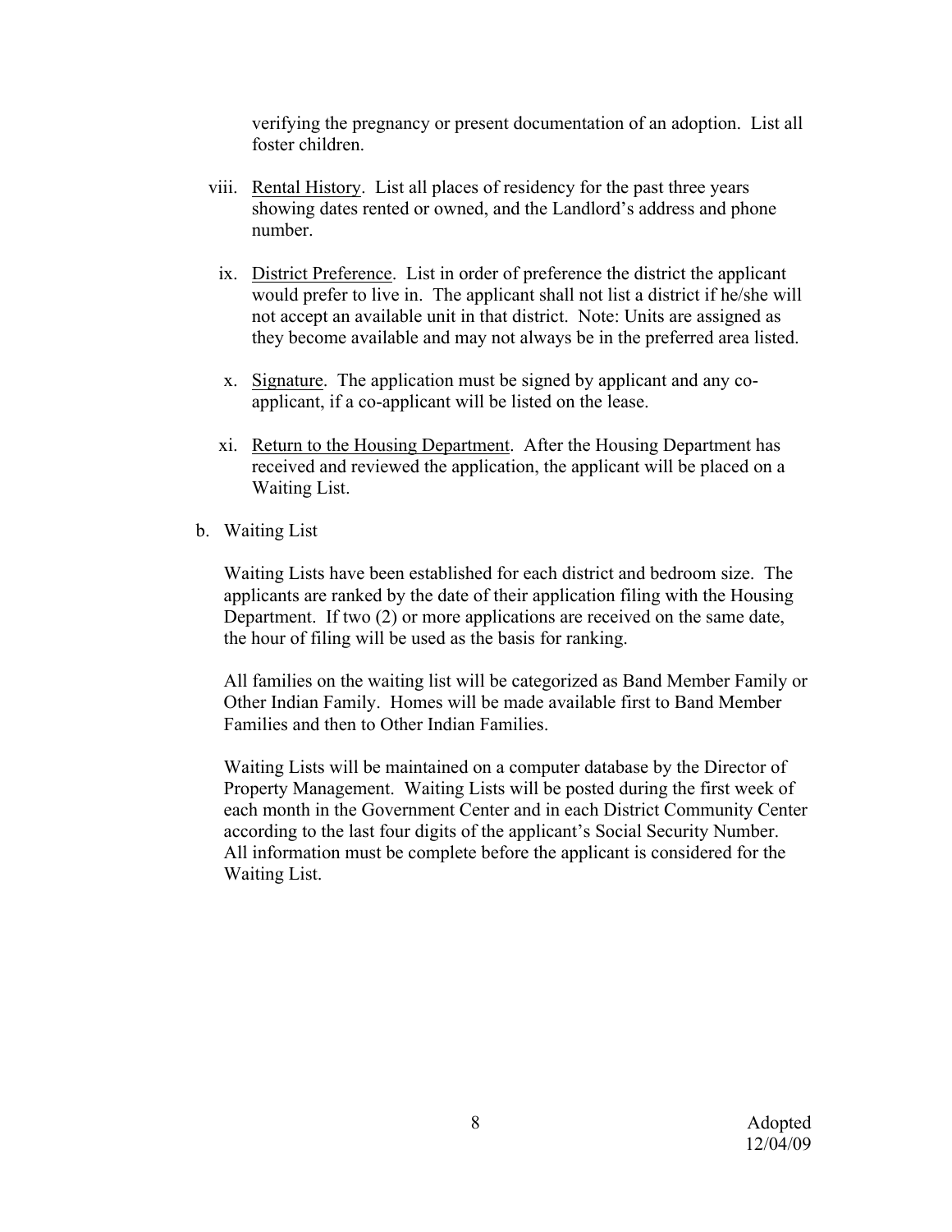verifying the pregnancy or present documentation of an adoption. List all foster children.

viii. <u>Rental History</u>. List all places of residency for the past three years showing dates rented or owned, and the Landlord's address and phone number.

ix. <u>District Preference</u>. List in order of preference the district the applicant would prefer to live in. The applicant shall not list a district if he/she will not accept an available unit in that district. Note: Units are assigned as they become available and may not always be in the preferred area listed.

x. <u>Signature</u>. The application must be signed by applicant and any co-applicant, if a co-applicant will be listed on the lease.

xi. <u>Return to the Housing Department</u>. After the Housing Department has received and reviewed the application, the applicant will be placed on a Waiting List.

b. Waiting List

Waiting Lists have been established for each district and bedroom size. The applicants are ranked by the date of their application filing with the Housing Department. If two (2) or more applications are received on the same date, the hour of filing will be used as the basis for ranking.

All families on the waiting list will be categorized as Band Member Family or Other Indian Family. Homes will be made available first to Band Member Families and then to Other Indian Families.

Waiting Lists will be maintained on a computer database by the Director of Property Management. Waiting Lists will be posted during the first week of each month in the Government Center and in each District Community Center according to the last four digits of the applicant's Social Security Number. All information must be complete before the applicant is considered for the Waiting List.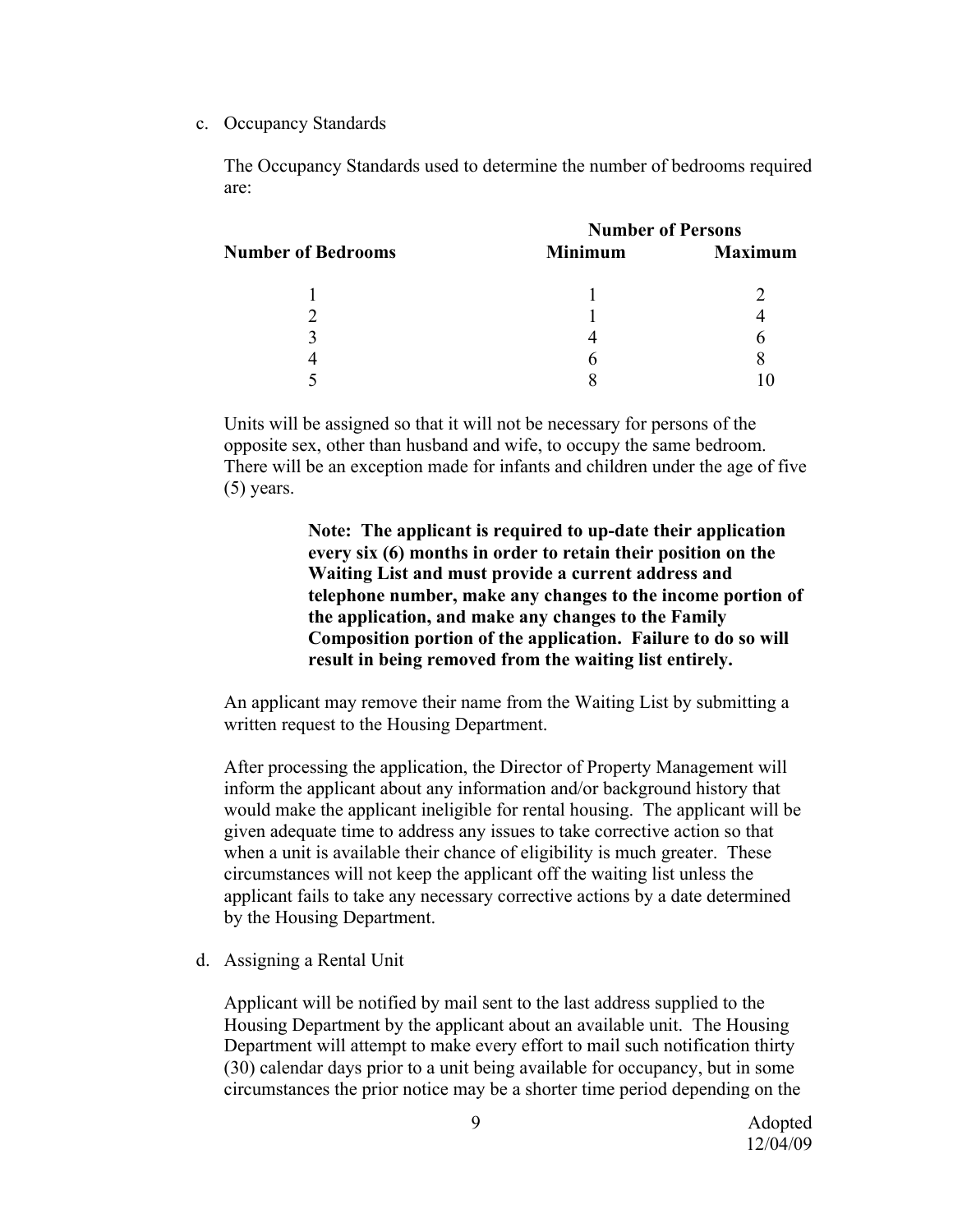c. Occupancy Standards

The Occupancy Standards used to determine the number of bedrooms required are:

| Number of Bedrooms | Number of Persons Minimum | Number of Persons Maximum |
|---|---|---|
| 1 | 1 | 2 |
| 2 | 1 | 4 |
| 3 | 4 | 6 |
| 4 | 6 | 8 |
| 5 | 8 | 10 |

Units will be assigned so that it will not be necessary for persons of the opposite sex, other than husband and wife, to occupy the same bedroom. There will be an exception made for infants and children under the age of five (5) years.

**Note: The applicant is required to up-date their application every six (6) months in order to retain their position on the Waiting List and must provide a current address and telephone number, make any changes to the income portion of the application, and make any changes to the Family Composition portion of the application. Failure to do so will result in being removed from the waiting list entirely.**

An applicant may remove their name from the Waiting List by submitting a written request to the Housing Department.

After processing the application, the Director of Property Management will inform the applicant about any information and/or background history that would make the applicant ineligible for rental housing. The applicant will be given adequate time to address any issues to take corrective action so that when a unit is available their chance of eligibility is much greater. These circumstances will not keep the applicant off the waiting list unless the applicant fails to take any necessary corrective actions by a date determined by the Housing Department.

d. Assigning a Rental Unit

Applicant will be notified by mail sent to the last address supplied to the Housing Department by the applicant about an available unit. The Housing Department will attempt to make every effort to mail such notification thirty (30) calendar days prior to a unit being available for occupancy, but in some circumstances the prior notice may be a shorter time period depending on the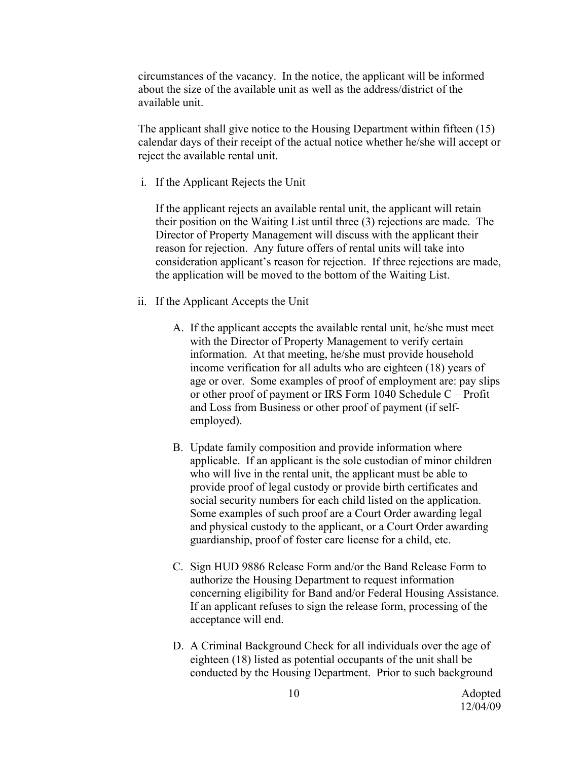circumstances of the vacancy. In the notice, the applicant will be informed about the size of the available unit as well as the address/district of the available unit.

The applicant shall give notice to the Housing Department within fifteen (15) calendar days of their receipt of the actual notice whether he/she will accept or reject the available rental unit.

i. If the Applicant Rejects the Unit

   If the applicant rejects an available rental unit, the applicant will retain their position on the Waiting List until three (3) rejections are made. The Director of Property Management will discuss with the applicant their reason for rejection. Any future offers of rental units will take into consideration applicant's reason for rejection. If three rejections are made, the application will be moved to the bottom of the Waiting List.

ii. If the Applicant Accepts the Unit

   A. If the applicant accepts the available rental unit, he/she must meet with the Director of Property Management to verify certain information. At that meeting, he/she must provide household income verification for all adults who are eighteen (18) years of age or over. Some examples of proof of employment are: pay slips or other proof of payment or IRS Form 1040 Schedule C – Profit and Loss from Business or other proof of payment (if self-employed).

   B. Update family composition and provide information where applicable. If an applicant is the sole custodian of minor children who will live in the rental unit, the applicant must be able to provide proof of legal custody or provide birth certificates and social security numbers for each child listed on the application. Some examples of such proof are a Court Order awarding legal and physical custody to the applicant, or a Court Order awarding guardianship, proof of foster care license for a child, etc.

   C. Sign HUD 9886 Release Form and/or the Band Release Form to authorize the Housing Department to request information concerning eligibility for Band and/or Federal Housing Assistance. If an applicant refuses to sign the release form, processing of the acceptance will end.

   D. A Criminal Background Check for all individuals over the age of eighteen (18) listed as potential occupants of the unit shall be conducted by the Housing Department. Prior to such background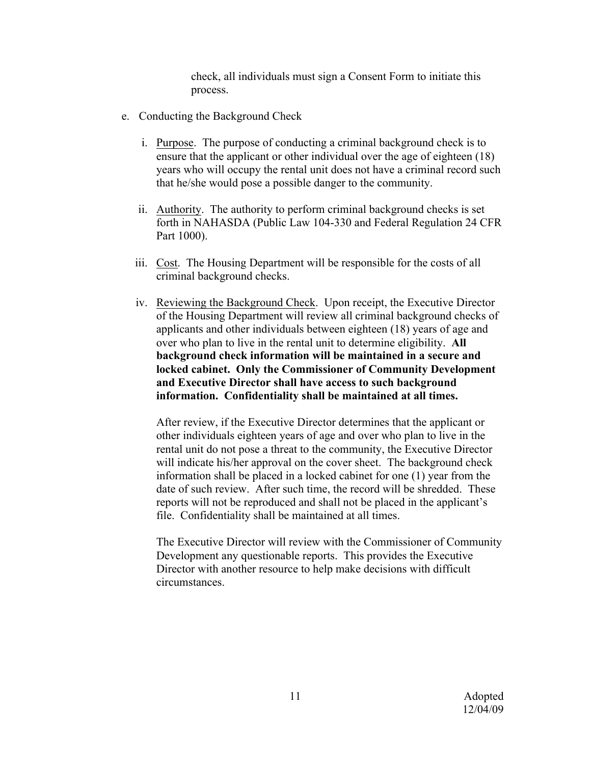check, all individuals must sign a Consent Form to initiate this process.

e. Conducting the Background Check

   i. Purpose. The purpose of conducting a criminal background check is to ensure that the applicant or other individual over the age of eighteen (18) years who will occupy the rental unit does not have a criminal record such that he/she would pose a possible danger to the community.

   ii. Authority. The authority to perform criminal background checks is set forth in NAHASDA (Public Law 104-330 and Federal Regulation 24 CFR Part 1000).

   iii. Cost. The Housing Department will be responsible for the costs of all criminal background checks.

   iv. Reviewing the Background Check. Upon receipt, the Executive Director of the Housing Department will review all criminal background checks of applicants and other individuals between eighteen (18) years of age and over who plan to live in the rental unit to determine eligibility. **All background check information will be maintained in a secure and locked cabinet. Only the Commissioner of Community Development and Executive Director shall have access to such background information. Confidentiality shall be maintained at all times.**

   After review, if the Executive Director determines that the applicant or other individuals eighteen years of age and over who plan to live in the rental unit do not pose a threat to the community, the Executive Director will indicate his/her approval on the cover sheet. The background check information shall be placed in a locked cabinet for one (1) year from the date of such review. After such time, the record will be shredded. These reports will not be reproduced and shall not be placed in the applicant's file. Confidentiality shall be maintained at all times.

   The Executive Director will review with the Commissioner of Community Development any questionable reports. This provides the Executive Director with another resource to help make decisions with difficult circumstances.

Adopted 12/04/09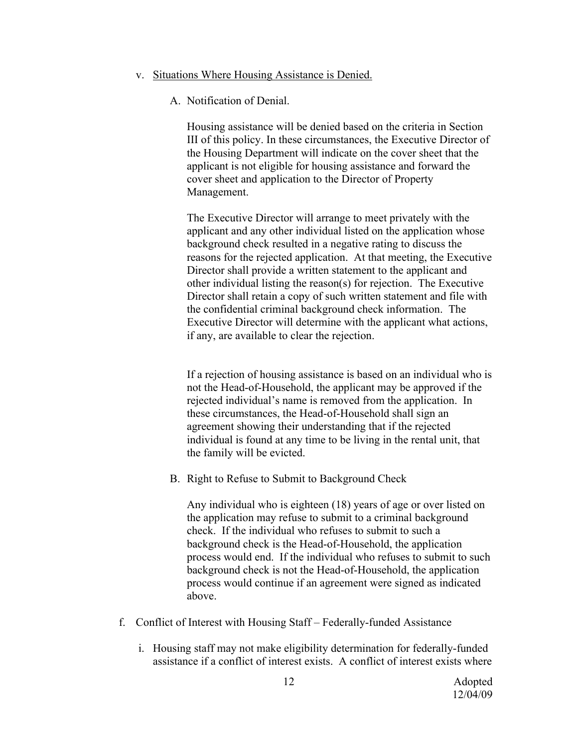v. <u>Situations Where Housing Assistance is Denied.</u>

A. Notification of Denial.

Housing assistance will be denied based on the criteria in Section III of this policy. In these circumstances, the Executive Director of the Housing Department will indicate on the cover sheet that the applicant is not eligible for housing assistance and forward the cover sheet and application to the Director of Property Management.

The Executive Director will arrange to meet privately with the applicant and any other individual listed on the application whose background check resulted in a negative rating to discuss the reasons for the rejected application. At that meeting, the Executive Director shall provide a written statement to the applicant and other individual listing the reason(s) for rejection. The Executive Director shall retain a copy of such written statement and file with the confidential criminal background check information. The Executive Director will determine with the applicant what actions, if any, are available to clear the rejection.

If a rejection of housing assistance is based on an individual who is not the Head-of-Household, the applicant may be approved if the rejected individual's name is removed from the application. In these circumstances, the Head-of-Household shall sign an agreement showing their understanding that if the rejected individual is found at any time to be living in the rental unit, that the family will be evicted.

B. Right to Refuse to Submit to Background Check

Any individual who is eighteen (18) years of age or over listed on the application may refuse to submit to a criminal background check. If the individual who refuses to submit to such a background check is the Head-of-Household, the application process would end. If the individual who refuses to submit to such background check is not the Head-of-Household, the application process would continue if an agreement were signed as indicated above.

f. Conflict of Interest with Housing Staff – Federally-funded Assistance

i. Housing staff may not make eligibility determination for federally-funded assistance if a conflict of interest exists. A conflict of interest exists where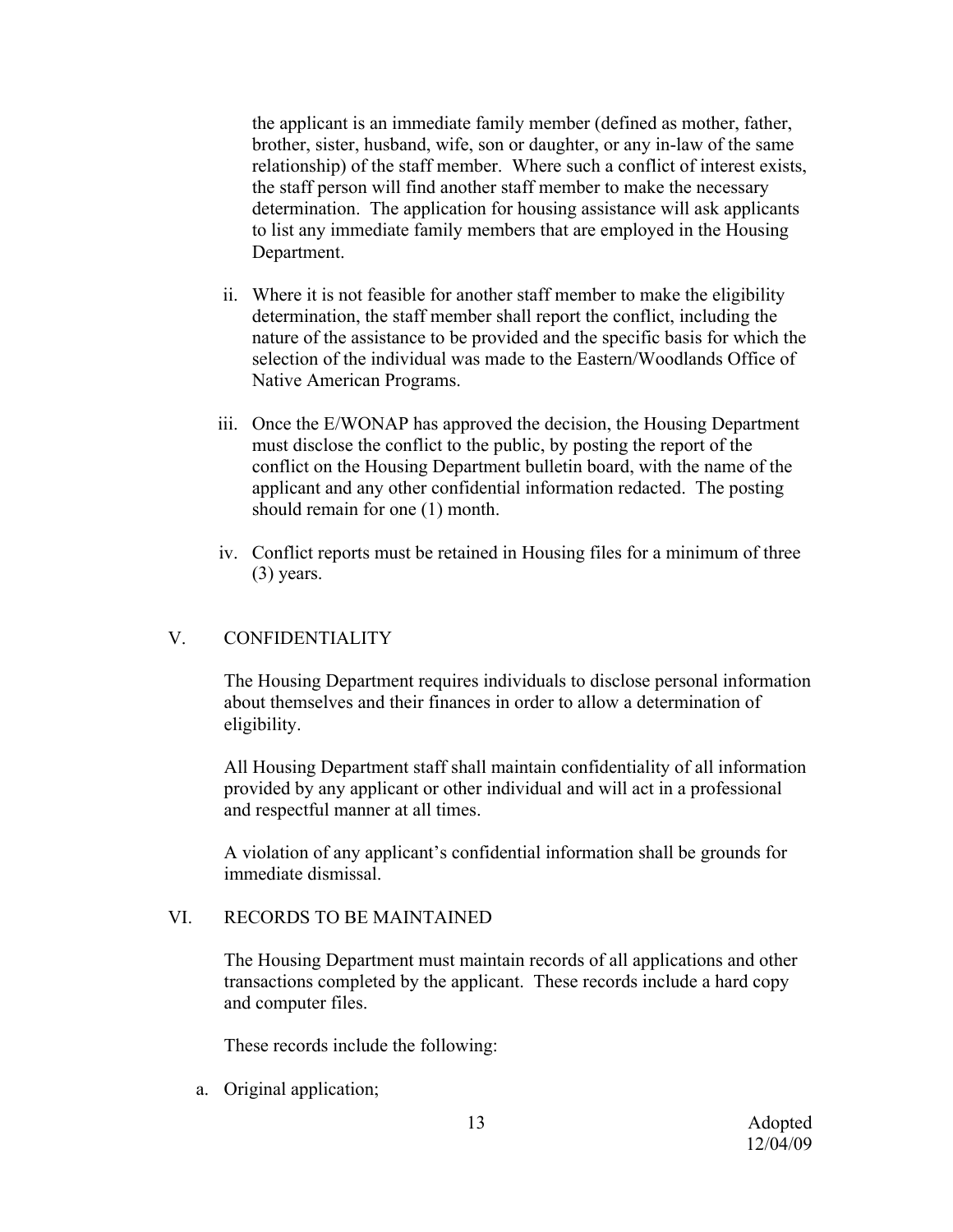the applicant is an immediate family member (defined as mother, father, brother, sister, husband, wife, son or daughter, or any in-law of the same relationship) of the staff member. Where such a conflict of interest exists, the staff person will find another staff member to make the necessary determination. The application for housing assistance will ask applicants to list any immediate family members that are employed in the Housing Department.

ii. Where it is not feasible for another staff member to make the eligibility determination, the staff member shall report the conflict, including the nature of the assistance to be provided and the specific basis for which the selection of the individual was made to the Eastern/Woodlands Office of Native American Programs.

iii. Once the E/WONAP has approved the decision, the Housing Department must disclose the conflict to the public, by posting the report of the conflict on the Housing Department bulletin board, with the name of the applicant and any other confidential information redacted. The posting should remain for one (1) month.

iv. Conflict reports must be retained in Housing files for a minimum of three (3) years.

## V. CONFIDENTIALITY

The Housing Department requires individuals to disclose personal information about themselves and their finances in order to allow a determination of eligibility.

All Housing Department staff shall maintain confidentiality of all information provided by any applicant or other individual and will act in a professional and respectful manner at all times.

A violation of any applicant's confidential information shall be grounds for immediate dismissal.

## VI. RECORDS TO BE MAINTAINED

The Housing Department must maintain records of all applications and other transactions completed by the applicant. These records include a hard copy and computer files.

These records include the following:

a. Original application;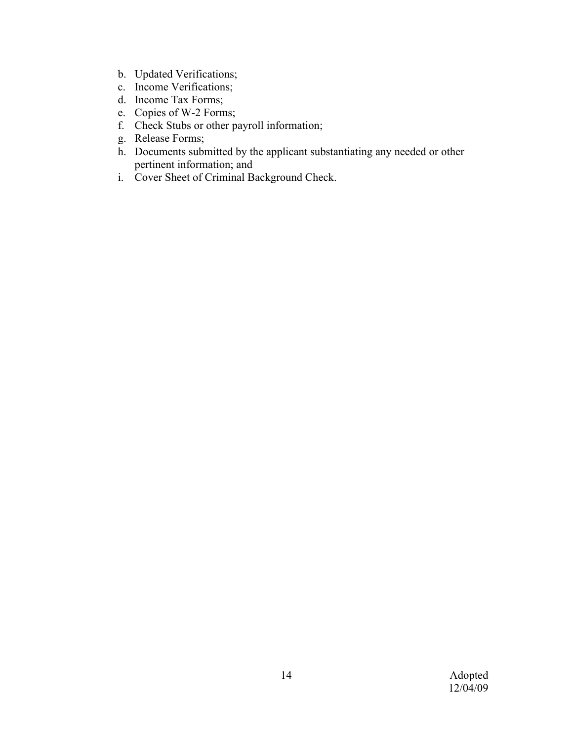b. Updated Verifications;
c. Income Verifications;
d. Income Tax Forms;
e. Copies of W-2 Forms;
f. Check Stubs or other payroll information;
g. Release Forms;
h. Documents submitted by the applicant substantiating any needed or other pertinent information; and
i. Cover Sheet of Criminal Background Check.